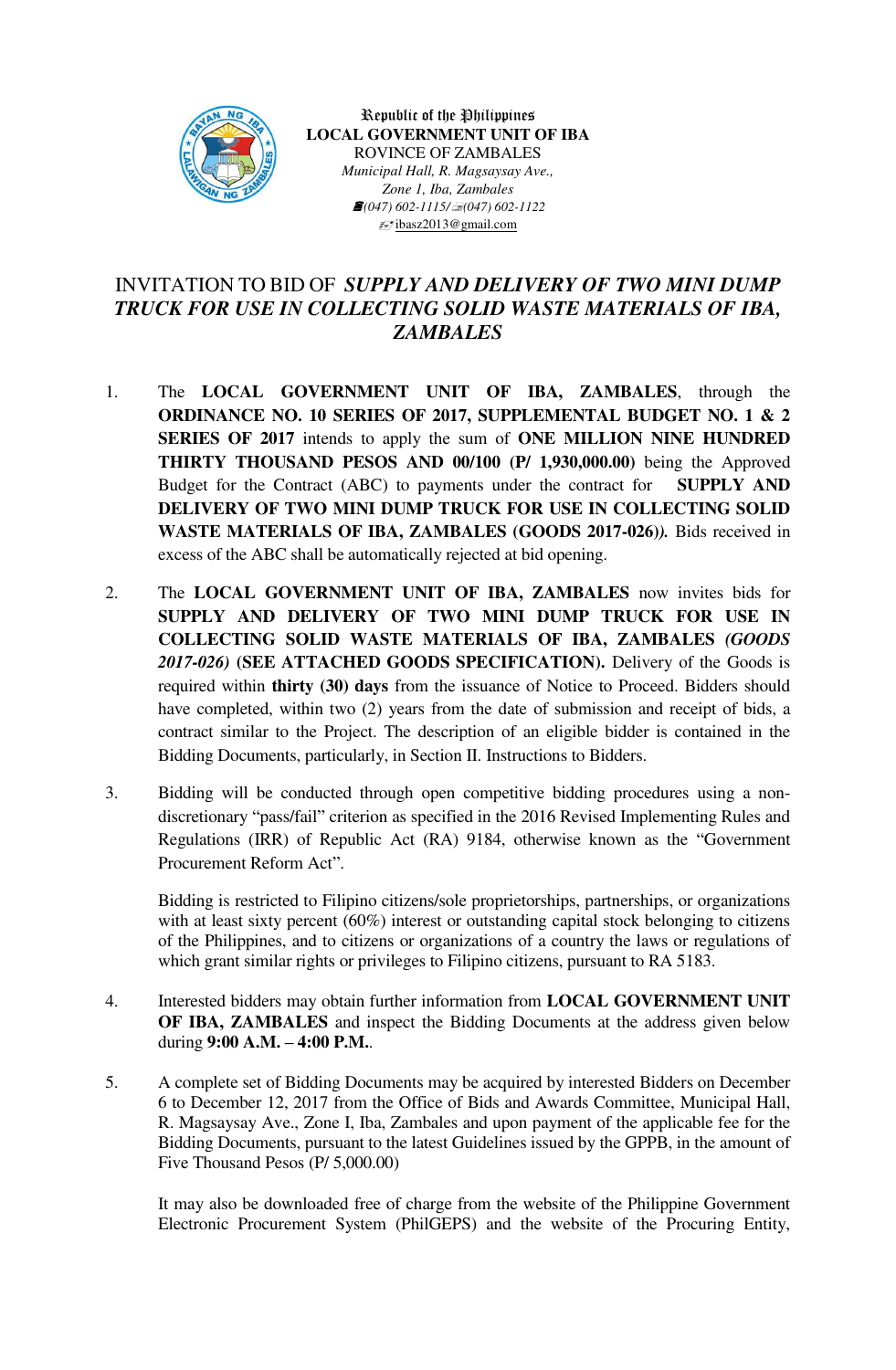Republic of the Philippines
**LOCAL GOVERNMENT UNIT OF IBA**
ROVINCE OF ZAMBALES
*Municipal Hall, R. Magsaysay Ave.,*
*Zone 1, Iba, Zambales*
*(047) 602-1115/(047) 602-1122*
ibasz2013@gmail.com

# INVITATION TO BID OF *SUPPLY AND DELIVERY OF TWO MINI DUMP TRUCK FOR USE IN COLLECTING SOLID WASTE MATERIALS OF IBA, ZAMBALES*

1. The **LOCAL GOVERNMENT UNIT OF IBA, ZAMBALES**, through the **ORDINANCE NO. 10 SERIES OF 2017, SUPPLEMENTAL BUDGET NO. 1 & 2 SERIES OF 2017** intends to apply the sum of **ONE MILLION NINE HUNDRED THIRTY THOUSAND PESOS AND 00/100 (P/ 1,930,000.00)** being the Approved Budget for the Contract (ABC) to payments under the contract for **SUPPLY AND DELIVERY OF TWO MINI DUMP TRUCK FOR USE IN COLLECTING SOLID WASTE MATERIALS OF IBA, ZAMBALES (GOODS 2017-026)*).*** Bids received in excess of the ABC shall be automatically rejected at bid opening.

2. The **LOCAL GOVERNMENT UNIT OF IBA, ZAMBALES** now invites bids for **SUPPLY AND DELIVERY OF TWO MINI DUMP TRUCK FOR USE IN COLLECTING SOLID WASTE MATERIALS OF IBA, ZAMBALES *(GOODS 2017-026)* (SEE ATTACHED GOODS SPECIFICATION).** Delivery of the Goods is required within **thirty (30) days** from the issuance of Notice to Proceed. Bidders should have completed, within two (2) years from the date of submission and receipt of bids, a contract similar to the Project. The description of an eligible bidder is contained in the Bidding Documents, particularly, in Section II. Instructions to Bidders.

3. Bidding will be conducted through open competitive bidding procedures using a non-discretionary "pass/fail" criterion as specified in the 2016 Revised Implementing Rules and Regulations (IRR) of Republic Act (RA) 9184, otherwise known as the "Government Procurement Reform Act".

   Bidding is restricted to Filipino citizens/sole proprietorships, partnerships, or organizations with at least sixty percent (60%) interest or outstanding capital stock belonging to citizens of the Philippines, and to citizens or organizations of a country the laws or regulations of which grant similar rights or privileges to Filipino citizens, pursuant to RA 5183.

4. Interested bidders may obtain further information from **LOCAL GOVERNMENT UNIT OF IBA, ZAMBALES** and inspect the Bidding Documents at the address given below during **9:00 A.M. – 4:00 P.M.**.

5. A complete set of Bidding Documents may be acquired by interested Bidders on December 6 to December 12, 2017 from the Office of Bids and Awards Committee, Municipal Hall, R. Magsaysay Ave., Zone I, Iba, Zambales and upon payment of the applicable fee for the Bidding Documents, pursuant to the latest Guidelines issued by the GPPB, in the amount of Five Thousand Pesos (P/ 5,000.00)

   It may also be downloaded free of charge from the website of the Philippine Government Electronic Procurement System (PhilGEPS) and the website of the Procuring Entity,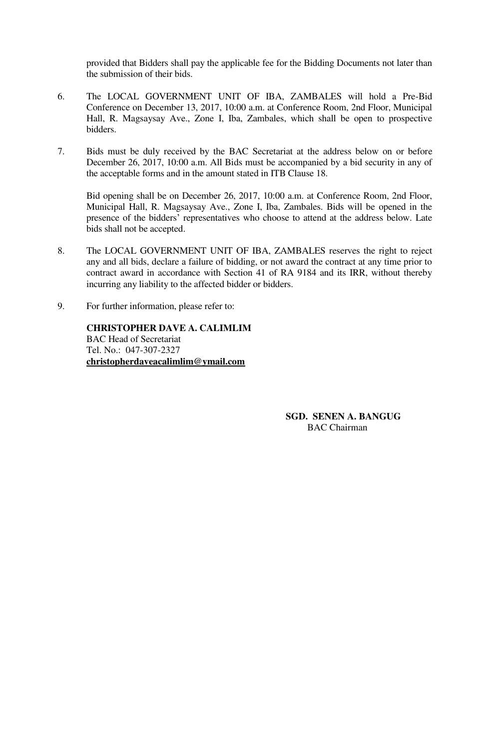provided that Bidders shall pay the applicable fee for the Bidding Documents not later than the submission of their bids.

6. The LOCAL GOVERNMENT UNIT OF IBA, ZAMBALES will hold a Pre-Bid Conference on December 13, 2017, 10:00 a.m. at Conference Room, 2nd Floor, Municipal Hall, R. Magsaysay Ave., Zone I, Iba, Zambales, which shall be open to prospective bidders.

7. Bids must be duly received by the BAC Secretariat at the address below on or before December 26, 2017, 10:00 a.m. All Bids must be accompanied by a bid security in any of the acceptable forms and in the amount stated in ITB Clause 18.

   Bid opening shall be on December 26, 2017, 10:00 a.m. at Conference Room, 2nd Floor, Municipal Hall, R. Magsaysay Ave., Zone I, Iba, Zambales. Bids will be opened in the presence of the bidders' representatives who choose to attend at the address below. Late bids shall not be accepted.

8. The LOCAL GOVERNMENT UNIT OF IBA, ZAMBALES reserves the right to reject any and all bids, declare a failure of bidding, or not award the contract at any time prior to contract award in accordance with Section 41 of RA 9184 and its IRR, without thereby incurring any liability to the affected bidder or bidders.

9. For further information, please refer to:

   **CHRISTOPHER DAVE A. CALIMLIM**
   BAC Head of Secretariat
   Tel. No.: 047-307-2327
   **christopherdaveacalimlim@ymail.com**

**SGD. SENEN A. BANGUG**
BAC Chairman